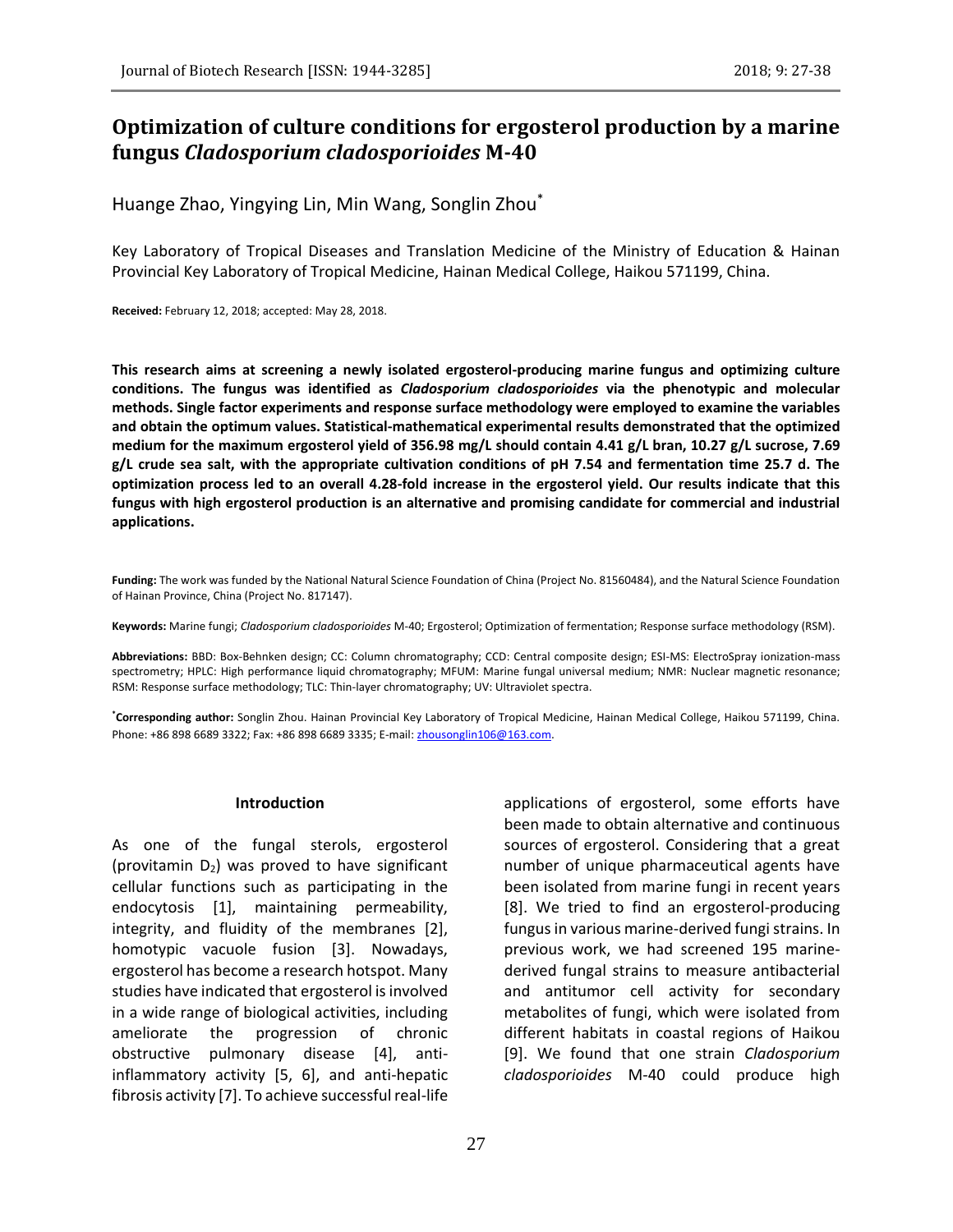# Optimization of culture conditions for ergosterol production by a marine fungus *Cladosporium cladosporioides* M-40

Huange Zhao, Yingying Lin, Min Wang, Songlin Zhou*

Key Laboratory of Tropical Diseases and Translation Medicine of the Ministry of Education & Hainan Provincial Key Laboratory of Tropical Medicine, Hainan Medical College, Haikou 571199, China.

**Received:** February 12, 2018; accepted: May 28, 2018.

**This research aims at screening a newly isolated ergosterol-producing marine fungus and optimizing culture conditions. The fungus was identified as *Cladosporium cladosporioides* via the phenotypic and molecular methods. Single factor experiments and response surface methodology were employed to examine the variables and obtain the optimum values. Statistical-mathematical experimental results demonstrated that the optimized medium for the maximum ergosterol yield of 356.98 mg/L should contain 4.41 g/L bran, 10.27 g/L sucrose, 7.69 g/L crude sea salt, with the appropriate cultivation conditions of pH 7.54 and fermentation time 25.7 d. The optimization process led to an overall 4.28-fold increase in the ergosterol yield. Our results indicate that this fungus with high ergosterol production is an alternative and promising candidate for commercial and industrial applications.**

**Funding:** The work was funded by the National Natural Science Foundation of China (Project No. 81560484), and the Natural Science Foundation of Hainan Province, China (Project No. 817147).

**Keywords:** Marine fungi; *Cladosporium cladosporioides* M-40; Ergosterol; Optimization of fermentation; Response surface methodology (RSM).

**Abbreviations:** BBD: Box-Behnken design; CC: Column chromatography; CCD: Central composite design; ESI-MS: ElectroSpray ionization-mass spectrometry; HPLC: High performance liquid chromatography; MFUM: Marine fungal universal medium; NMR: Nuclear magnetic resonance; RSM: Response surface methodology; TLC: Thin-layer chromatography; UV: Ultraviolet spectra.

***Corresponding author:** Songlin Zhou. Hainan Provincial Key Laboratory of Tropical Medicine, Hainan Medical College, Haikou 571199, China. Phone: +86 898 6689 3322; Fax: +86 898 6689 3335; E-mail: zhousonglin106@163.com.

## Introduction

As one of the fungal sterols, ergosterol (provitamin $D_2$) was proved to have significant cellular functions such as participating in the endocytosis [1], maintaining permeability, integrity, and fluidity of the membranes [2], homotypic vacuole fusion [3]. Nowadays, ergosterol has become a research hotspot. Many studies have indicated that ergosterol is involved in a wide range of biological activities, including ameliorate the progression of chronic obstructive pulmonary disease [4], anti-inflammatory activity [5, 6], and anti-hepatic fibrosis activity [7]. To achieve successful real-life applications of ergosterol, some efforts have been made to obtain alternative and continuous sources of ergosterol. Considering that a great number of unique pharmaceutical agents have been isolated from marine fungi in recent years [8]. We tried to find an ergosterol-producing fungus in various marine-derived fungi strains. In previous work, we had screened 195 marine-derived fungal strains to measure antibacterial and antitumor cell activity for secondary metabolites of fungi, which were isolated from different habitats in coastal regions of Haikou [9]. We found that one strain *Cladosporium cladosporioides* M-40 could produce high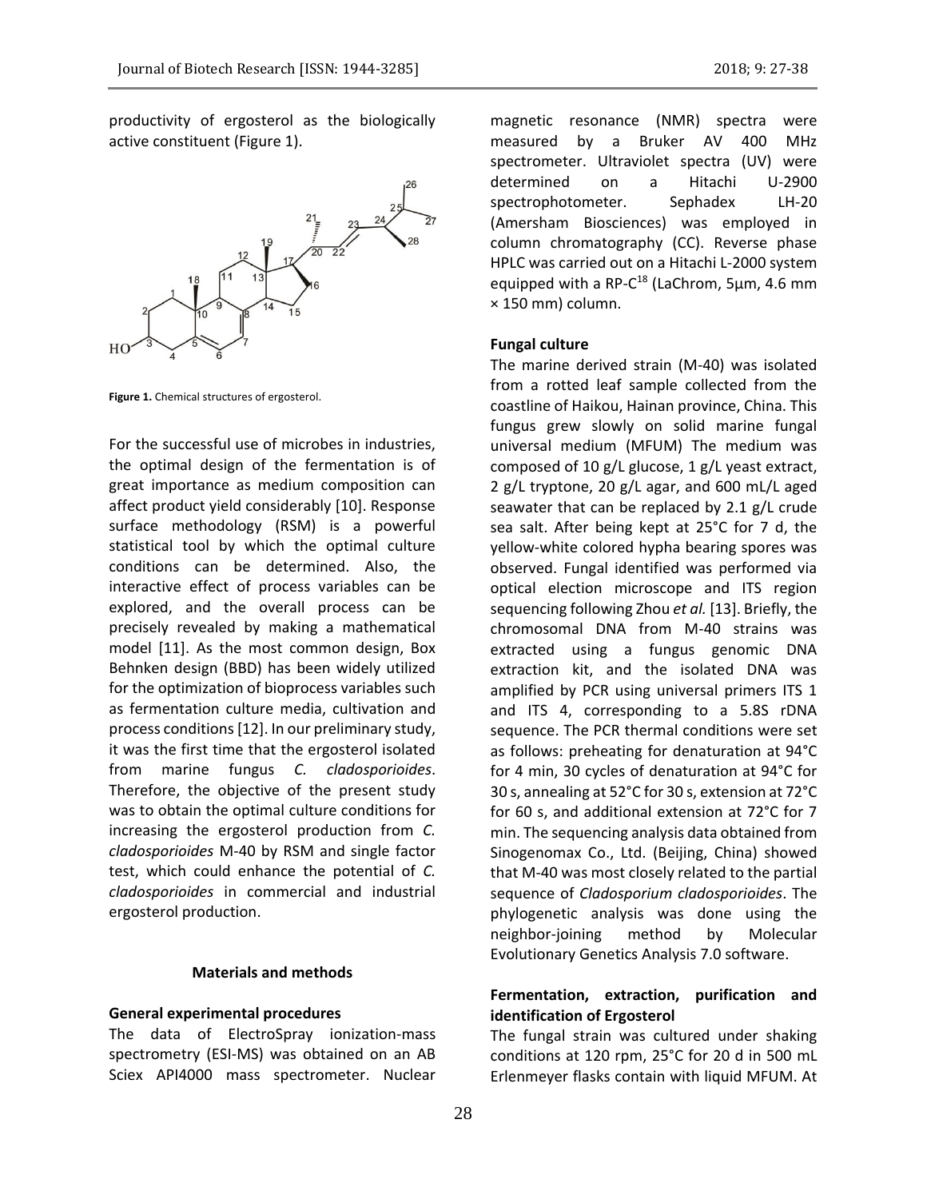productivity of ergosterol as the biologically active constituent (Figure 1).

**Figure 1.** Chemical structures of ergosterol.

For the successful use of microbes in industries, the optimal design of the fermentation is of great importance as medium composition can affect product yield considerably [10]. Response surface methodology (RSM) is a powerful statistical tool by which the optimal culture conditions can be determined. Also, the interactive effect of process variables can be explored, and the overall process can be precisely revealed by making a mathematical model [11]. As the most common design, Box Behnken design (BBD) has been widely utilized for the optimization of bioprocess variables such as fermentation culture media, cultivation and process conditions [12]. In our preliminary study, it was the first time that the ergosterol isolated from marine fungus *C. cladosporioides*. Therefore, the objective of the present study was to obtain the optimal culture conditions for increasing the ergosterol production from *C. cladosporioides* M-40 by RSM and single factor test, which could enhance the potential of *C. cladosporioides* in commercial and industrial ergosterol production.

## Materials and methods

### General experimental procedures

The data of ElectroSpray ionization-mass spectrometry (ESI-MS) was obtained on an AB Sciex API4000 mass spectrometer. Nuclear magnetic resonance (NMR) spectra were measured by a Bruker AV 400 MHz spectrometer. Ultraviolet spectra (UV) were determined on a Hitachi U-2900 spectrophotometer. Sephadex LH-20 (Amersham Biosciences) was employed in column chromatography (CC). Reverse phase HPLC was carried out on a Hitachi L-2000 system equipped with a RP-$C^{18}$ (LaChrom, 5μm, 4.6 mm × 150 mm) column.

### Fungal culture

The marine derived strain (M-40) was isolated from a rotted leaf sample collected from the coastline of Haikou, Hainan province, China. This fungus grew slowly on solid marine fungal universal medium (MFUM) The medium was composed of 10 g/L glucose, 1 g/L yeast extract, 2 g/L tryptone, 20 g/L agar, and 600 mL/L aged seawater that can be replaced by 2.1 g/L crude sea salt. After being kept at 25°C for 7 d, the yellow-white colored hypha bearing spores was observed. Fungal identified was performed via optical election microscope and ITS region sequencing following Zhou *et al.* [13]. Briefly, the chromosomal DNA from M-40 strains was extracted using a fungus genomic DNA extraction kit, and the isolated DNA was amplified by PCR using universal primers ITS 1 and ITS 4, corresponding to a 5.8S rDNA sequence. The PCR thermal conditions were set as follows: preheating for denaturation at 94°C for 4 min, 30 cycles of denaturation at 94°C for 30 s, annealing at 52°C for 30 s, extension at 72°C for 60 s, and additional extension at 72°C for 7 min. The sequencing analysis data obtained from Sinogenomax Co., Ltd. (Beijing, China) showed that M-40 was most closely related to the partial sequence of *Cladosporium cladosporioides*. The phylogenetic analysis was done using the neighbor-joining method by Molecular Evolutionary Genetics Analysis 7.0 software.

### Fermentation, extraction, purification and identification of Ergosterol

The fungal strain was cultured under shaking conditions at 120 rpm, 25°C for 20 d in 500 mL Erlenmeyer flasks contain with liquid MFUM. At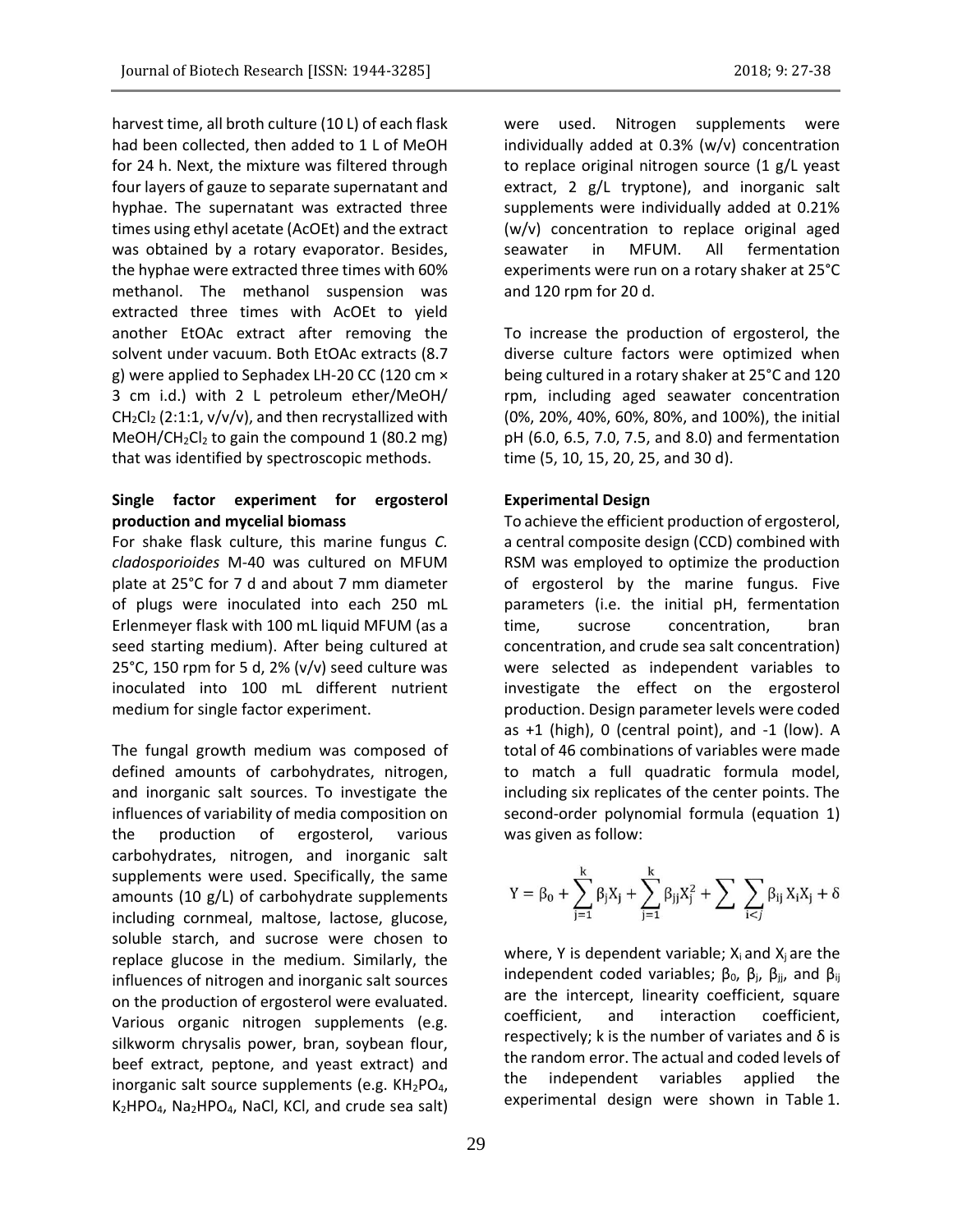harvest time, all broth culture (10 L) of each flask had been collected, then added to 1 L of MeOH for 24 h. Next, the mixture was filtered through four layers of gauze to separate supernatant and hyphae. The supernatant was extracted three times using ethyl acetate (AcOEt) and the extract was obtained by a rotary evaporator. Besides, the hyphae were extracted three times with 60% methanol. The methanol suspension was extracted three times with AcOEt to yield another EtOAc extract after removing the solvent under vacuum. Both EtOAc extracts (8.7 g) were applied to Sephadex LH-20 CC (120 cm × 3 cm i.d.) with 2 L petroleum ether/MeOH/ $CH_2Cl_2$ (2:1:1, v/v/v), and then recrystallized with MeOH/$CH_2Cl_2$ to gain the compound 1 (80.2 mg) that was identified by spectroscopic methods.

**Single factor experiment for ergosterol production and mycelial biomass**

For shake flask culture, this marine fungus *C. cladosporioides* M-40 was cultured on MFUM plate at 25°C for 7 d and about 7 mm diameter of plugs were inoculated into each 250 mL Erlenmeyer flask with 100 mL liquid MFUM (as a seed starting medium). After being cultured at 25°C, 150 rpm for 5 d, 2% (v/v) seed culture was inoculated into 100 mL different nutrient medium for single factor experiment.

The fungal growth medium was composed of defined amounts of carbohydrates, nitrogen, and inorganic salt sources. To investigate the influences of variability of media composition on the production of ergosterol, various carbohydrates, nitrogen, and inorganic salt supplements were used. Specifically, the same amounts (10 g/L) of carbohydrate supplements including cornmeal, maltose, lactose, glucose, soluble starch, and sucrose were chosen to replace glucose in the medium. Similarly, the influences of nitrogen and inorganic salt sources on the production of ergosterol were evaluated. Various organic nitrogen supplements (e.g. silkworm chrysalis power, bran, soybean flour, beef extract, peptone, and yeast extract) and inorganic salt source supplements (e.g. $KH_2PO_4$, $K_2HPO_4$, $Na_2HPO_4$, NaCl, KCl, and crude sea salt) were used. Nitrogen supplements were individually added at 0.3% (w/v) concentration to replace original nitrogen source (1 g/L yeast extract, 2 g/L tryptone), and inorganic salt supplements were individually added at 0.21% (w/v) concentration to replace original aged seawater in MFUM. All fermentation experiments were run on a rotary shaker at 25°C and 120 rpm for 20 d.

To increase the production of ergosterol, the diverse culture factors were optimized when being cultured in a rotary shaker at 25°C and 120 rpm, including aged seawater concentration (0%, 20%, 40%, 60%, 80%, and 100%), the initial pH (6.0, 6.5, 7.0, 7.5, and 8.0) and fermentation time (5, 10, 15, 20, 25, and 30 d).

**Experimental Design**

To achieve the efficient production of ergosterol, a central composite design (CCD) combined with RSM was employed to optimize the production of ergosterol by the marine fungus. Five parameters (i.e. the initial pH, fermentation time, sucrose concentration, bran concentration, and crude sea salt concentration) were selected as independent variables to investigate the effect on the ergosterol production. Design parameter levels were coded as +1 (high), 0 (central point), and -1 (low). A total of 46 combinations of variables were made to match a full quadratic formula model, including six replicates of the center points. The second-order polynomial formula (equation 1) was given as follow:

$$Y = \beta_0 + \sum_{j=1}^{k} \beta_j X_j + \sum_{j=1}^{k} \beta_{jj} X_j^2 + \sum \sum_{i<j} \beta_{ij} X_i X_j + \delta$$

where, Y is dependent variable; $X_i$ and $X_j$ are the independent coded variables; $\beta_0$, $\beta_j$, $\beta_{jj}$, and $\beta_{ij}$ are the intercept, linearity coefficient, square coefficient, and interaction coefficient, respectively; k is the number of variates and $\delta$ is the random error. The actual and coded levels of the independent variables applied the experimental design were shown in Table 1.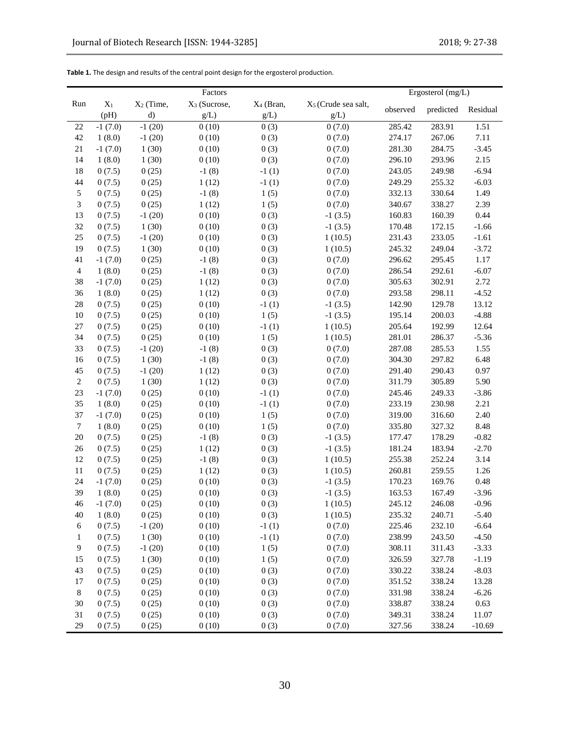**Table 1.** The design and results of the central point design for the ergosterol production.

| Run | Factors | | | | | Ergosterol (mg/L) | | |
|---|---|---|---|---|---|---|---|---|
| | $X_1$ (pH) | $X_2$ (Time, d) | $X_3$ (Sucrose, g/L) | $X_4$ (Bran, g/L) | $X_5$ (Crude sea salt, g/L) | observed | predicted | Residual |
| 22 | -1 (7.0) | -1 (20) | 0 (10) | 0 (3) | 0 (7.0) | 285.42 | 283.91 | 1.51 |
| 42 | 1 (8.0) | -1 (20) | 0 (10) | 0 (3) | 0 (7.0) | 274.17 | 267.06 | 7.11 |
| 21 | -1 (7.0) | 1 (30) | 0 (10) | 0 (3) | 0 (7.0) | 281.30 | 284.75 | -3.45 |
| 14 | 1 (8.0) | 1 (30) | 0 (10) | 0 (3) | 0 (7.0) | 296.10 | 293.96 | 2.15 |
| 18 | 0 (7.5) | 0 (25) | -1 (8) | -1 (1) | 0 (7.0) | 243.05 | 249.98 | -6.94 |
| 44 | 0 (7.5) | 0 (25) | 1 (12) | -1 (1) | 0 (7.0) | 249.29 | 255.32 | -6.03 |
| 5 | 0 (7.5) | 0 (25) | -1 (8) | 1 (5) | 0 (7.0) | 332.13 | 330.64 | 1.49 |
| 3 | 0 (7.5) | 0 (25) | 1 (12) | 1 (5) | 0 (7.0) | 340.67 | 338.27 | 2.39 |
| 13 | 0 (7.5) | -1 (20) | 0 (10) | 0 (3) | -1 (3.5) | 160.83 | 160.39 | 0.44 |
| 32 | 0 (7.5) | 1 (30) | 0 (10) | 0 (3) | -1 (3.5) | 170.48 | 172.15 | -1.66 |
| 25 | 0 (7.5) | -1 (20) | 0 (10) | 0 (3) | 1 (10.5) | 231.43 | 233.05 | -1.61 |
| 19 | 0 (7.5) | 1 (30) | 0 (10) | 0 (3) | 1 (10.5) | 245.32 | 249.04 | -3.72 |
| 41 | -1 (7.0) | 0 (25) | -1 (8) | 0 (3) | 0 (7.0) | 296.62 | 295.45 | 1.17 |
| 4 | 1 (8.0) | 0 (25) | -1 (8) | 0 (3) | 0 (7.0) | 286.54 | 292.61 | -6.07 |
| 38 | -1 (7.0) | 0 (25) | 1 (12) | 0 (3) | 0 (7.0) | 305.63 | 302.91 | 2.72 |
| 36 | 1 (8.0) | 0 (25) | 1 (12) | 0 (3) | 0 (7.0) | 293.58 | 298.11 | -4.52 |
| 28 | 0 (7.5) | 0 (25) | 0 (10) | -1 (1) | -1 (3.5) | 142.90 | 129.78 | 13.12 |
| 10 | 0 (7.5) | 0 (25) | 0 (10) | 1 (5) | -1 (3.5) | 195.14 | 200.03 | -4.88 |
| 27 | 0 (7.5) | 0 (25) | 0 (10) | -1 (1) | 1 (10.5) | 205.64 | 192.99 | 12.64 |
| 34 | 0 (7.5) | 0 (25) | 0 (10) | 1 (5) | 1 (10.5) | 281.01 | 286.37 | -5.36 |
| 33 | 0 (7.5) | -1 (20) | -1 (8) | 0 (3) | 0 (7.0) | 287.08 | 285.53 | 1.55 |
| 16 | 0 (7.5) | 1 (30) | -1 (8) | 0 (3) | 0 (7.0) | 304.30 | 297.82 | 6.48 |
| 45 | 0 (7.5) | -1 (20) | 1 (12) | 0 (3) | 0 (7.0) | 291.40 | 290.43 | 0.97 |
| 2 | 0 (7.5) | 1 (30) | 1 (12) | 0 (3) | 0 (7.0) | 311.79 | 305.89 | 5.90 |
| 23 | -1 (7.0) | 0 (25) | 0 (10) | -1 (1) | 0 (7.0) | 245.46 | 249.33 | -3.86 |
| 35 | 1 (8.0) | 0 (25) | 0 (10) | -1 (1) | 0 (7.0) | 233.19 | 230.98 | 2.21 |
| 37 | -1 (7.0) | 0 (25) | 0 (10) | 1 (5) | 0 (7.0) | 319.00 | 316.60 | 2.40 |
| 7 | 1 (8.0) | 0 (25) | 0 (10) | 1 (5) | 0 (7.0) | 335.80 | 327.32 | 8.48 |
| 20 | 0 (7.5) | 0 (25) | -1 (8) | 0 (3) | -1 (3.5) | 177.47 | 178.29 | -0.82 |
| 26 | 0 (7.5) | 0 (25) | 1 (12) | 0 (3) | -1 (3.5) | 181.24 | 183.94 | -2.70 |
| 12 | 0 (7.5) | 0 (25) | -1 (8) | 0 (3) | 1 (10.5) | 255.38 | 252.24 | 3.14 |
| 11 | 0 (7.5) | 0 (25) | 1 (12) | 0 (3) | 1 (10.5) | 260.81 | 259.55 | 1.26 |
| 24 | -1 (7.0) | 0 (25) | 0 (10) | 0 (3) | -1 (3.5) | 170.23 | 169.76 | 0.48 |
| 39 | 1 (8.0) | 0 (25) | 0 (10) | 0 (3) | -1 (3.5) | 163.53 | 167.49 | -3.96 |
| 46 | -1 (7.0) | 0 (25) | 0 (10) | 0 (3) | 1 (10.5) | 245.12 | 246.08 | -0.96 |
| 40 | 1 (8.0) | 0 (25) | 0 (10) | 0 (3) | 1 (10.5) | 235.32 | 240.71 | -5.40 |
| 6 | 0 (7.5) | -1 (20) | 0 (10) | -1 (1) | 0 (7.0) | 225.46 | 232.10 | -6.64 |
| 1 | 0 (7.5) | 1 (30) | 0 (10) | -1 (1) | 0 (7.0) | 238.99 | 243.50 | -4.50 |
| 9 | 0 (7.5) | -1 (20) | 0 (10) | 1 (5) | 0 (7.0) | 308.11 | 311.43 | -3.33 |
| 15 | 0 (7.5) | 1 (30) | 0 (10) | 1 (5) | 0 (7.0) | 326.59 | 327.78 | -1.19 |
| 43 | 0 (7.5) | 0 (25) | 0 (10) | 0 (3) | 0 (7.0) | 330.22 | 338.24 | -8.03 |
| 17 | 0 (7.5) | 0 (25) | 0 (10) | 0 (3) | 0 (7.0) | 351.52 | 338.24 | 13.28 |
| 8 | 0 (7.5) | 0 (25) | 0 (10) | 0 (3) | 0 (7.0) | 331.98 | 338.24 | -6.26 |
| 30 | 0 (7.5) | 0 (25) | 0 (10) | 0 (3) | 0 (7.0) | 338.87 | 338.24 | 0.63 |
| 31 | 0 (7.5) | 0 (25) | 0 (10) | 0 (3) | 0 (7.0) | 349.31 | 338.24 | 11.07 |
| 29 | 0 (7.5) | 0 (25) | 0 (10) | 0 (3) | 0 (7.0) | 327.56 | 338.24 | -10.69 |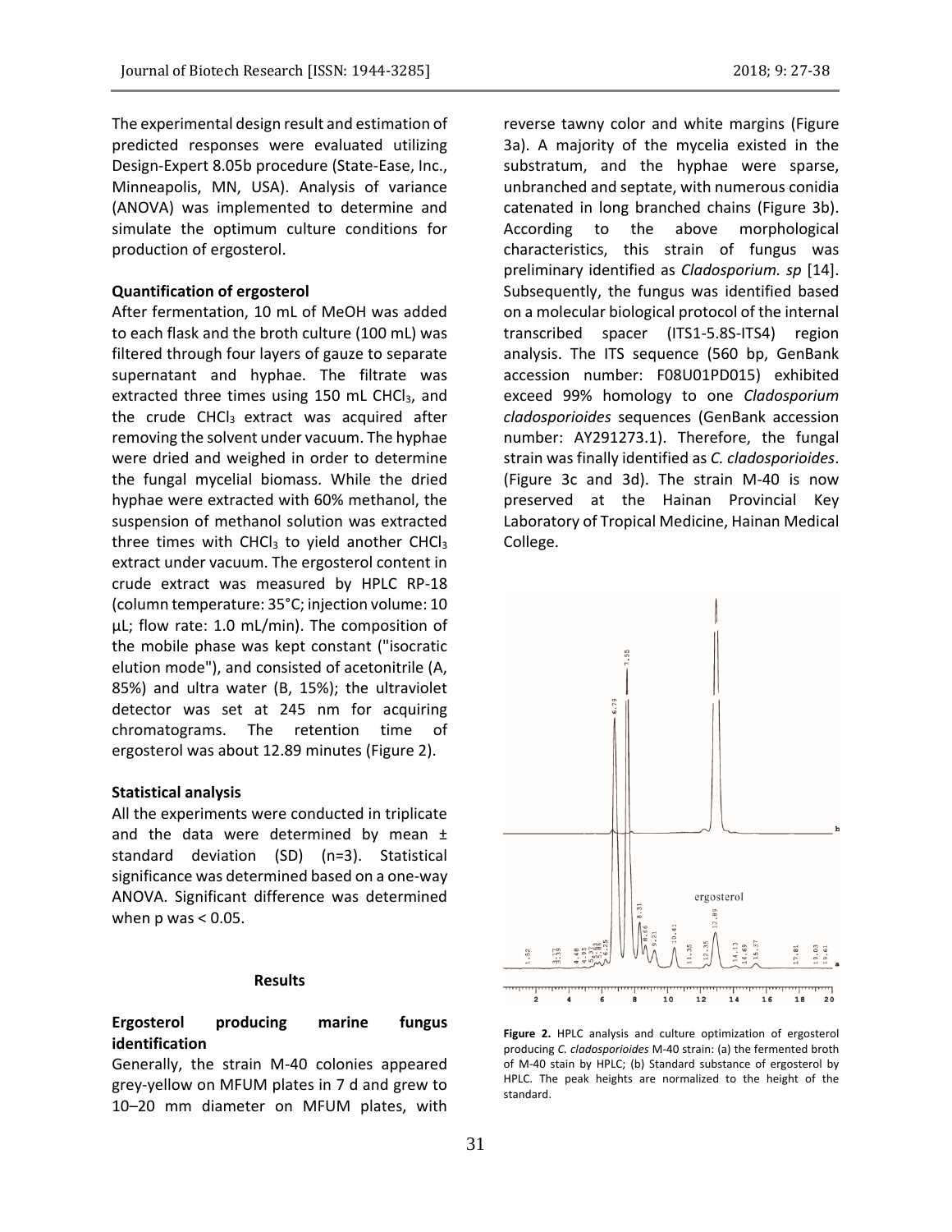The experimental design result and estimation of predicted responses were evaluated utilizing Design-Expert 8.05b procedure (State-Ease, Inc., Minneapolis, MN, USA). Analysis of variance (ANOVA) was implemented to determine and simulate the optimum culture conditions for production of ergosterol.

**Quantification of ergosterol**

After fermentation, 10 mL of MeOH was added to each flask and the broth culture (100 mL) was filtered through four layers of gauze to separate supernatant and hyphae. The filtrate was extracted three times using 150 mL $CHCl_3$, and the crude $CHCl_3$ extract was acquired after removing the solvent under vacuum. The hyphae were dried and weighed in order to determine the fungal mycelial biomass. While the dried hyphae were extracted with 60% methanol, the suspension of methanol solution was extracted three times with $CHCl_3$ to yield another $CHCl_3$ extract under vacuum. The ergosterol content in crude extract was measured by HPLC RP-18 (column temperature: 35°C; injection volume: 10 µL; flow rate: 1.0 mL/min). The composition of the mobile phase was kept constant ("isocratic elution mode"), and consisted of acetonitrile (A, 85%) and ultra water (B, 15%); the ultraviolet detector was set at 245 nm for acquiring chromatograms. The retention time of ergosterol was about 12.89 minutes (Figure 2).

**Statistical analysis**

All the experiments were conducted in triplicate and the data were determined by mean ± standard deviation (SD) (n=3). Statistical significance was determined based on a one-way ANOVA. Significant difference was determined when $p$ was < 0.05.

## Results

### Ergosterol producing marine fungus identification

Generally, the strain M-40 colonies appeared grey-yellow on MFUM plates in 7 d and grew to 10–20 mm diameter on MFUM plates, with reverse tawny color and white margins (Figure 3a). A majority of the mycelia existed in the substratum, and the hyphae were sparse, unbranched and septate, with numerous conidia catenated in long branched chains (Figure 3b). According to the above morphological characteristics, this strain of fungus was preliminary identified as *Cladosporium. sp* [14]. Subsequently, the fungus was identified based on a molecular biological protocol of the internal transcribed spacer (ITS1-5.8S-ITS4) region analysis. The ITS sequence (560 bp, GenBank accession number: F08U01PD015) exhibited exceed 99% homology to one *Cladosporium cladosporioides* sequences (GenBank accession number: AY291273.1). Therefore, the fungal strain was finally identified as *C. cladosporioides*. (Figure 3c and 3d). The strain M-40 is now preserved at the Hainan Provincial Key Laboratory of Tropical Medicine, Hainan Medical College.

**Figure 2.** HPLC analysis and culture optimization of ergosterol producing *C. cladosporioides* M-40 strain: (a) the fermented broth of M-40 stain by HPLC; (b) Standard substance of ergosterol by HPLC. The peak heights are normalized to the height of the standard.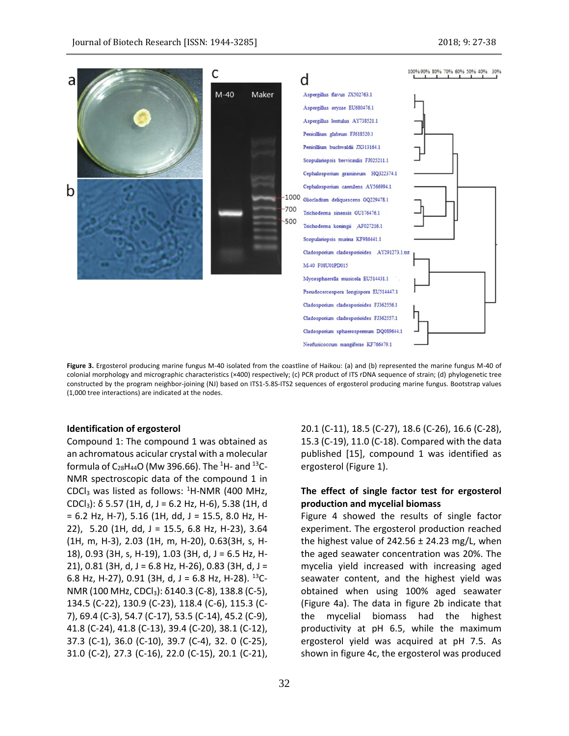**Figure 3.** Ergosterol producing marine fungus M-40 isolated from the coastline of Haikou: (a) and (b) represented the marine fungus M-40 of colonial morphology and micrographic characteristics (×400) respectively; (c) PCR product of ITS rDNA sequence of strain; (d) phylogenetic tree constructed by the program neighbor-joining (NJ) based on ITS1-5.8S-ITS2 sequences of ergosterol producing marine fungus. Bootstrap values (1,000 tree interactions) are indicated at the nodes.

### Identification of ergosterol

Compound 1: The compound 1 was obtained as an achromatous acicular crystal with a molecular formula of $C_{28}H_{44}O$ (Mw 396.66). The $^{1}H$- and $^{13}C$-NMR spectroscopic data of the compound 1 in $CDCl_3$ was listed as follows: $^{1}H$-NMR (400 MHz, $CDCl_3$): δ 5.57 (1H, d, J = 6.2 Hz, H-6), 5.38 (1H, d = 6.2 Hz, H-7), 5.16 (1H, dd, J = 15.5, 8.0 Hz, H-22), 5.20 (1H, dd, J = 15.5, 6.8 Hz, H-23), 3.64 (1H, m, H-3), 2.03 (1H, m, H-20), 0.63(3H, s, H-18), 0.93 (3H, s, H-19), 1.03 (3H, d, J = 6.5 Hz, H-21), 0.81 (3H, d, J = 6.8 Hz, H-26), 0.83 (3H, d, J = 6.8 Hz, H-27), 0.91 (3H, d, J = 6.8 Hz, H-28). $^{13}C$-NMR (100 MHz, $CDCl_3$): δ140.3 (C-8), 138.8 (C-5), 134.5 (C-22), 130.9 (C-23), 118.4 (C-6), 115.3 (C-7), 69.4 (C-3), 54.7 (C-17), 53.5 (C-14), 45.2 (C-9), 41.8 (C-24), 41.8 (C-13), 39.4 (C-20), 38.1 (C-12), 37.3 (C-1), 36.0 (C-10), 39.7 (C-4), 32. 0 (C-25), 31.0 (C-2), 27.3 (C-16), 22.0 (C-15), 20.1 (C-21), 20.1 (C-11), 18.5 (C-27), 18.6 (C-26), 16.6 (C-28), 15.3 (C-19), 11.0 (C-18). Compared with the data published [15], compound 1 was identified as ergosterol (Figure 1).

### The effect of single factor test for ergosterol production and mycelial biomass

Figure 4 showed the results of single factor experiment. The ergosterol production reached the highest value of 242.56 ± 24.23 mg/L, when the aged seawater concentration was 20%. The mycelia yield increased with increasing aged seawater content, and the highest yield was obtained when using 100% aged seawater (Figure 4a). The data in figure 2b indicate that the mycelial biomass had the highest productivity at pH 6.5, while the maximum ergosterol yield was acquired at pH 7.5. As shown in figure 4c, the ergosterol was produced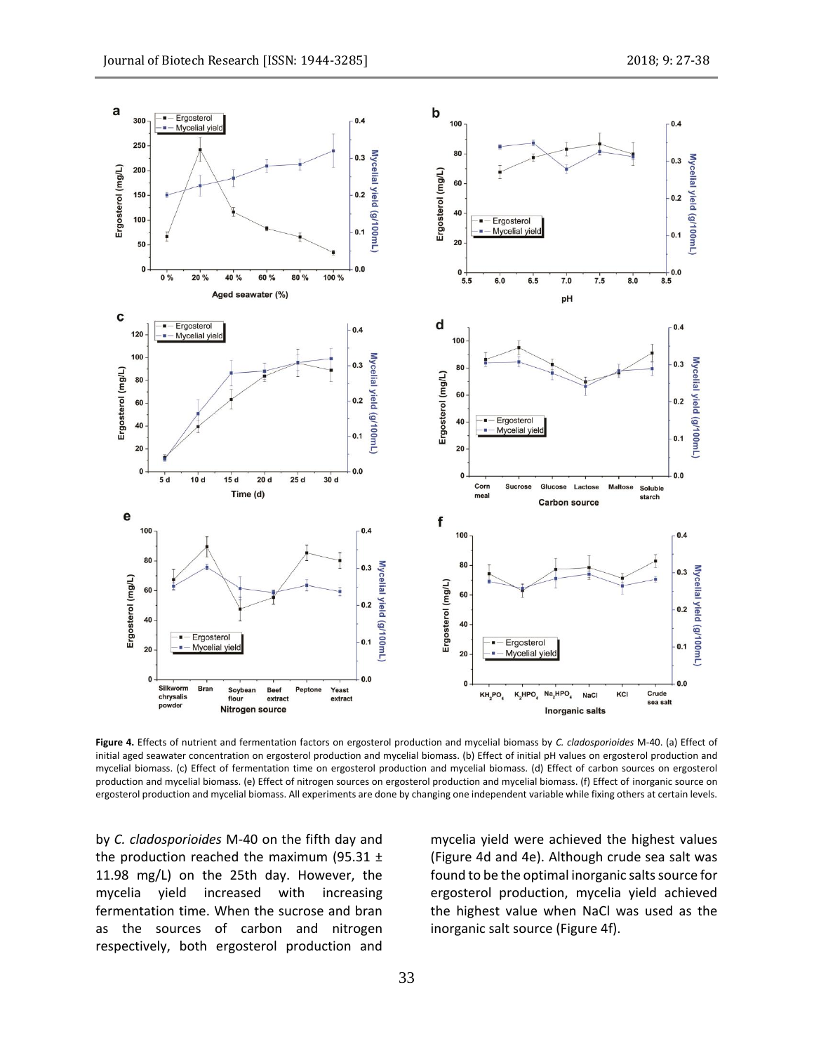**Figure 4.** Effects of nutrient and fermentation factors on ergosterol production and mycelial biomass by *C. cladosporioides* M-40. (a) Effect of initial aged seawater concentration on ergosterol production and mycelial biomass. (b) Effect of initial pH values on ergosterol production and mycelial biomass. (c) Effect of fermentation time on ergosterol production and mycelial biomass. (d) Effect of carbon sources on ergosterol production and mycelial biomass. (e) Effect of nitrogen sources on ergosterol production and mycelial biomass. (f) Effect of inorganic source on ergosterol production and mycelial biomass. All experiments are done by changing one independent variable while fixing others at certain levels.

by *C. cladosporioides* M-40 on the fifth day and the production reached the maximum (95.31 ± 11.98 mg/L) on the 25th day. However, the mycelia yield increased with increasing fermentation time. When the sucrose and bran as the sources of carbon and nitrogen respectively, both ergosterol production and mycelia yield were achieved the highest values (Figure 4d and 4e). Although crude sea salt was found to be the optimal inorganic salts source for ergosterol production, mycelia yield achieved the highest value when NaCl was used as the inorganic salt source (Figure 4f).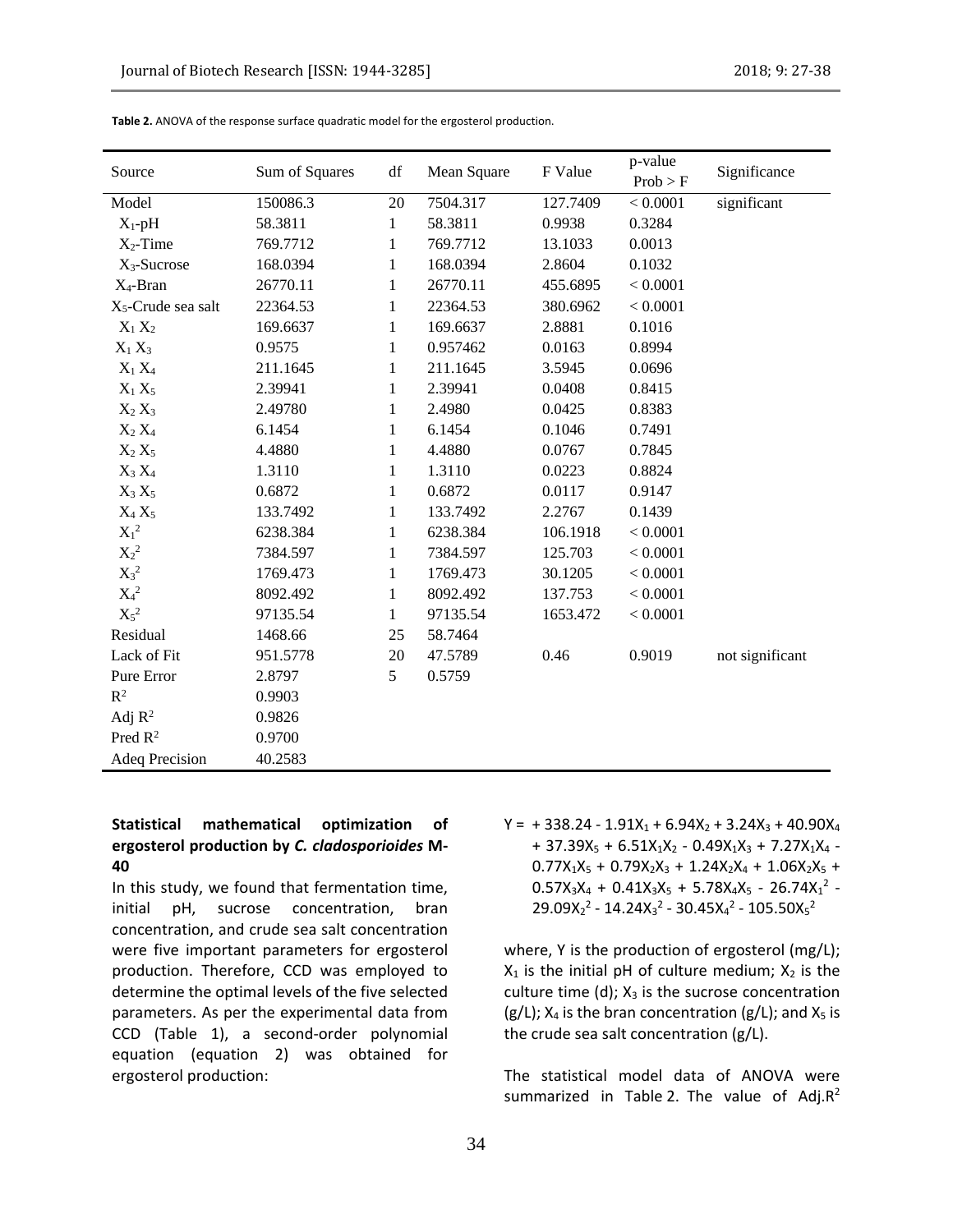**Table 2.** ANOVA of the response surface quadratic model for the ergosterol production.

| Source | Sum of Squares | df | Mean Square | F Value | p-value Prob > F | Significance |
|---|---|---|---|---|---|---|
| Model | 150086.3 | 20 | 7504.317 | 127.7409 | < 0.0001 | significant |
| $X_1$-pH | 58.3811 | 1 | 58.3811 | 0.9938 | 0.3284 | |
| $X_2$-Time | 769.7712 | 1 | 769.7712 | 13.1033 | 0.0013 | |
| $X_3$-Sucrose | 168.0394 | 1 | 168.0394 | 2.8604 | 0.1032 | |
| $X_4$-Bran | 26770.11 | 1 | 26770.11 | 455.6895 | < 0.0001 | |
| $X_5$-Crude sea salt | 22364.53 | 1 | 22364.53 | 380.6962 | < 0.0001 | |
| $X_1 X_2$ | 169.6637 | 1 | 169.6637 | 2.8881 | 0.1016 | |
| $X_1 X_3$ | 0.9575 | 1 | 0.957462 | 0.0163 | 0.8994 | |
| $X_1 X_4$ | 211.1645 | 1 | 211.1645 | 3.5945 | 0.0696 | |
| $X_1 X_5$ | 2.39941 | 1 | 2.39941 | 0.0408 | 0.8415 | |
| $X_2 X_3$ | 2.49780 | 1 | 2.4980 | 0.0425 | 0.8383 | |
| $X_2 X_4$ | 6.1454 | 1 | 6.1454 | 0.1046 | 0.7491 | |
| $X_2 X_5$ | 4.4880 | 1 | 4.4880 | 0.0767 | 0.7845 | |
| $X_3 X_4$ | 1.3110 | 1 | 1.3110 | 0.0223 | 0.8824 | |
| $X_3 X_5$ | 0.6872 | 1 | 0.6872 | 0.0117 | 0.9147 | |
| $X_4 X_5$ | 133.7492 | 1 | 133.7492 | 2.2767 | 0.1439 | |
| $X_1^2$ | 6238.384 | 1 | 6238.384 | 106.1918 | < 0.0001 | |
| $X_2^2$ | 7384.597 | 1 | 7384.597 | 125.703 | < 0.0001 | |
| $X_3^2$ | 1769.473 | 1 | 1769.473 | 30.1205 | < 0.0001 | |
| $X_4^2$ | 8092.492 | 1 | 8092.492 | 137.753 | < 0.0001 | |
| $X_5^2$ | 97135.54 | 1 | 97135.54 | 1653.472 | < 0.0001 | |
| Residual | 1468.66 | 25 | 58.7464 | | | |
| Lack of Fit | 951.5778 | 20 | 47.5789 | 0.46 | 0.9019 | not significant |
| Pure Error | 2.8797 | 5 | 0.5759 | | | |
| $R^2$ | 0.9903 | | | | | |
| Adj $R^2$ | 0.9826 | | | | | |
| Pred $R^2$ | 0.9700 | | | | | |
| Adeq Precision | 40.2583 | | | | | |

### Statistical mathematical optimization of ergosterol production by *C. cladosporioides* M-40

In this study, we found that fermentation time, initial pH, sucrose concentration, bran concentration, and crude sea salt concentration were five important parameters for ergosterol production. Therefore, CCD was employed to determine the optimal levels of the five selected parameters. As per the experimental data from CCD (Table 1), a second-order polynomial equation (equation 2) was obtained for ergosterol production:

$$Y = +338.24 - 1.91X_1 + 6.94X_2 + 3.24X_3 + 40.90X_4 + 37.39X_5 + 6.51X_1X_2 - 0.49X_1X_3 + 7.27X_1X_4 - 0.77X_1X_5 + 0.79X_2X_3 + 1.24X_2X_4 + 1.06X_2X_5 + 0.57X_3X_4 + 0.41X_3X_5 + 5.78X_4X_5 - 26.74X_1^2 - 29.09X_2^2 - 14.24X_3^2 - 30.45X_4^2 - 105.50X_5^2$$

where, Y is the production of ergosterol (mg/L); $X_1$ is the initial pH of culture medium; $X_2$ is the culture time (d); $X_3$ is the sucrose concentration (g/L); $X_4$ is the bran concentration (g/L); and $X_5$ is the crude sea salt concentration (g/L).

The statistical model data of ANOVA were summarized in Table 2. The value of Adj.$R^2$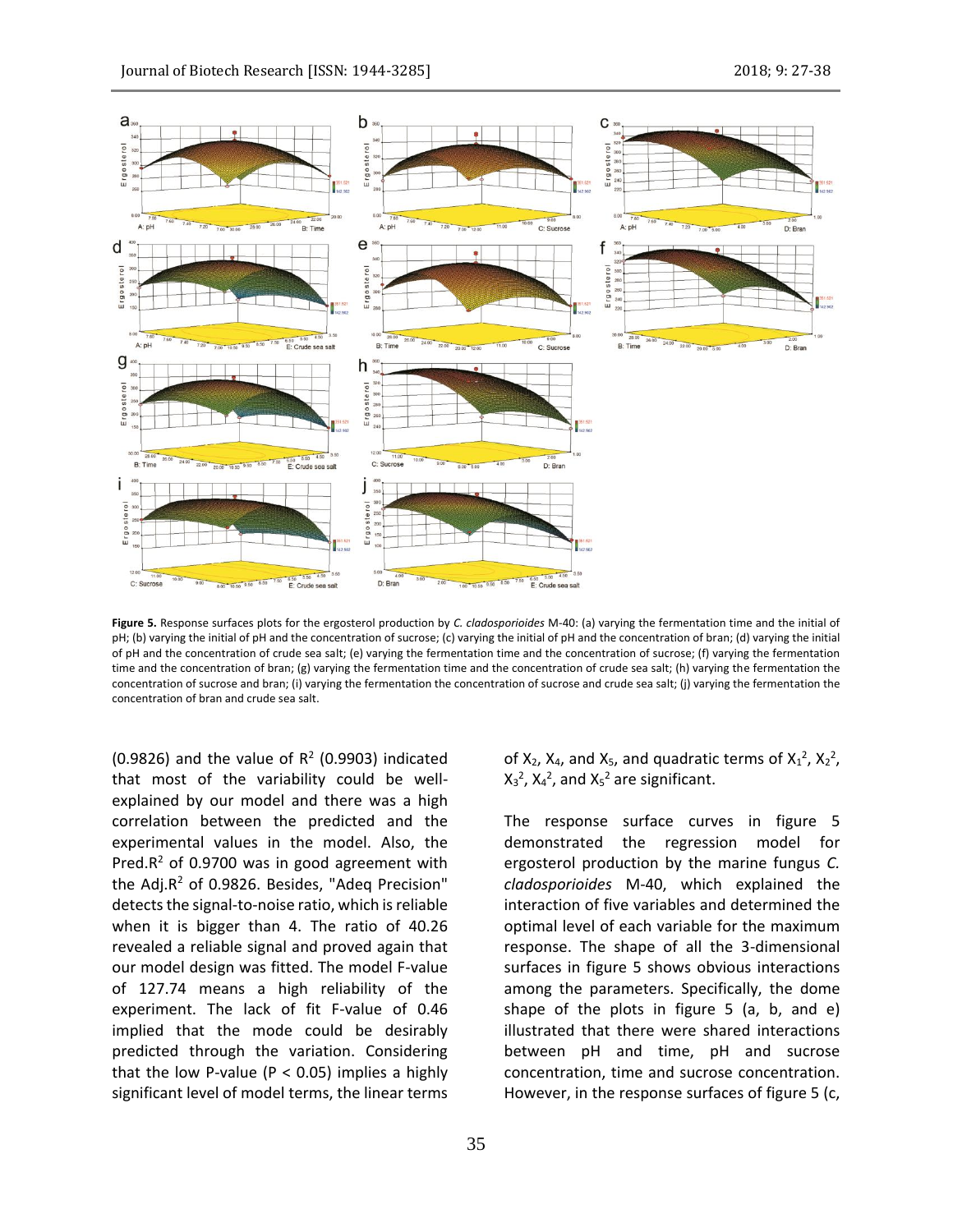**Figure 5.** Response surfaces plots for the ergosterol production by *C. cladosporioides* M-40: (a) varying the fermentation time and the initial of pH; (b) varying the initial of pH and the concentration of sucrose; (c) varying the initial of pH and the concentration of bran; (d) varying the initial of pH and the concentration of crude sea salt; (e) varying the fermentation time and the concentration of sucrose; (f) varying the fermentation time and the concentration of bran; (g) varying the fermentation time and the concentration of crude sea salt; (h) varying the fermentation the concentration of sucrose and bran; (i) varying the fermentation the concentration of sucrose and crude sea salt; (j) varying the fermentation the concentration of bran and crude sea salt.

(0.9826) and the value of $R^2$ (0.9903) indicated that most of the variability could be well-explained by our model and there was a high correlation between the predicted and the experimental values in the model. Also, the Pred.$R^2$ of 0.9700 was in good agreement with the Adj.$R^2$ of 0.9826. Besides, "Adeq Precision" detects the signal-to-noise ratio, which is reliable when it is bigger than 4. The ratio of 40.26 revealed a reliable signal and proved again that our model design was fitted. The model F-value of 127.74 means a high reliability of the experiment. The lack of fit F-value of 0.46 implied that the mode could be desirably predicted through the variation. Considering that the low P-value ($P < 0.05$) implies a highly significant level of model terms, the linear terms of $X_2$, $X_4$, and $X_5$, and quadratic terms of $X_1^2$, $X_2^2$, $X_3^2$, $X_4^2$, and $X_5^2$ are significant.

The response surface curves in figure 5 demonstrated the regression model for ergosterol production by the marine fungus *C. cladosporioides* M-40, which explained the interaction of five variables and determined the optimal level of each variable for the maximum response. The shape of all the 3-dimensional surfaces in figure 5 shows obvious interactions among the parameters. Specifically, the dome shape of the plots in figure 5 (a, b, and e) illustrated that there were shared interactions between pH and time, pH and sucrose concentration, time and sucrose concentration. However, in the response surfaces of figure 5 (c,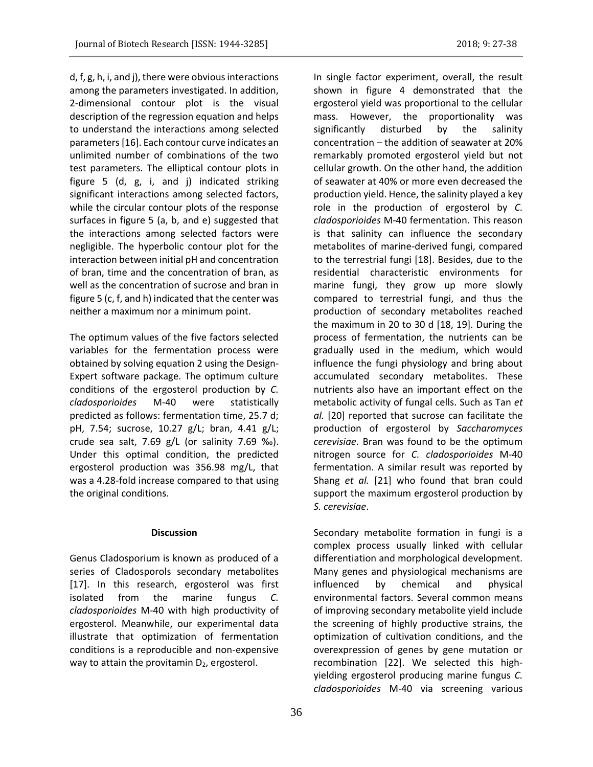d, f, g, h, i, and j), there were obvious interactions among the parameters investigated. In addition, 2-dimensional contour plot is the visual description of the regression equation and helps to understand the interactions among selected parameters [16]. Each contour curve indicates an unlimited number of combinations of the two test parameters. The elliptical contour plots in figure 5 (d, g, i, and j) indicated striking significant interactions among selected factors, while the circular contour plots of the response surfaces in figure 5 (a, b, and e) suggested that the interactions among selected factors were negligible. The hyperbolic contour plot for the interaction between initial pH and concentration of bran, time and the concentration of bran, as well as the concentration of sucrose and bran in figure 5 (c, f, and h) indicated that the center was neither a maximum nor a minimum point.

The optimum values of the five factors selected variables for the fermentation process were obtained by solving equation 2 using the Design-Expert software package. The optimum culture conditions of the ergosterol production by *C. cladosporioides* M-40 were statistically predicted as follows: fermentation time, 25.7 d; pH, 7.54; sucrose, 10.27 g/L; bran, 4.41 g/L; crude sea salt, 7.69 g/L (or salinity 7.69 ‰). Under this optimal condition, the predicted ergosterol production was 356.98 mg/L, that was a 4.28-fold increase compared to that using the original conditions.

**Discussion**

Genus Cladosporium is known as produced of a series of Cladosporols secondary metabolites [17]. In this research, ergosterol was first isolated from the marine fungus *C. cladosporioides* M-40 with high productivity of ergosterol. Meanwhile, our experimental data illustrate that optimization of fermentation conditions is a reproducible and non-expensive way to attain the provitamin $D_2$, ergosterol.

In single factor experiment, overall, the result shown in figure 4 demonstrated that the ergosterol yield was proportional to the cellular mass. However, the proportionality was significantly disturbed by the salinity concentration – the addition of seawater at 20% remarkably promoted ergosterol yield but not cellular growth. On the other hand, the addition of seawater at 40% or more even decreased the production yield. Hence, the salinity played a key role in the production of ergosterol by *C. cladosporioides* M-40 fermentation. This reason is that salinity can influence the secondary metabolites of marine-derived fungi, compared to the terrestrial fungi [18]. Besides, due to the residential characteristic environments for marine fungi, they grow up more slowly compared to terrestrial fungi, and thus the production of secondary metabolites reached the maximum in 20 to 30 d [18, 19]. During the process of fermentation, the nutrients can be gradually used in the medium, which would influence the fungi physiology and bring about accumulated secondary metabolites. These nutrients also have an important effect on the metabolic activity of fungal cells. Such as Tan *et al.* [20] reported that sucrose can facilitate the production of ergosterol by *Saccharomyces cerevisiae*. Bran was found to be the optimum nitrogen source for *C. cladosporioides* M-40 fermentation. A similar result was reported by Shang *et al.* [21] who found that bran could support the maximum ergosterol production by *S. cerevisiae*.

Secondary metabolite formation in fungi is a complex process usually linked with cellular differentiation and morphological development. Many genes and physiological mechanisms are influenced by chemical and physical environmental factors. Several common means of improving secondary metabolite yield include the screening of highly productive strains, the optimization of cultivation conditions, and the overexpression of genes by gene mutation or recombination [22]. We selected this high-yielding ergosterol producing marine fungus *C. cladosporioides* M-40 via screening various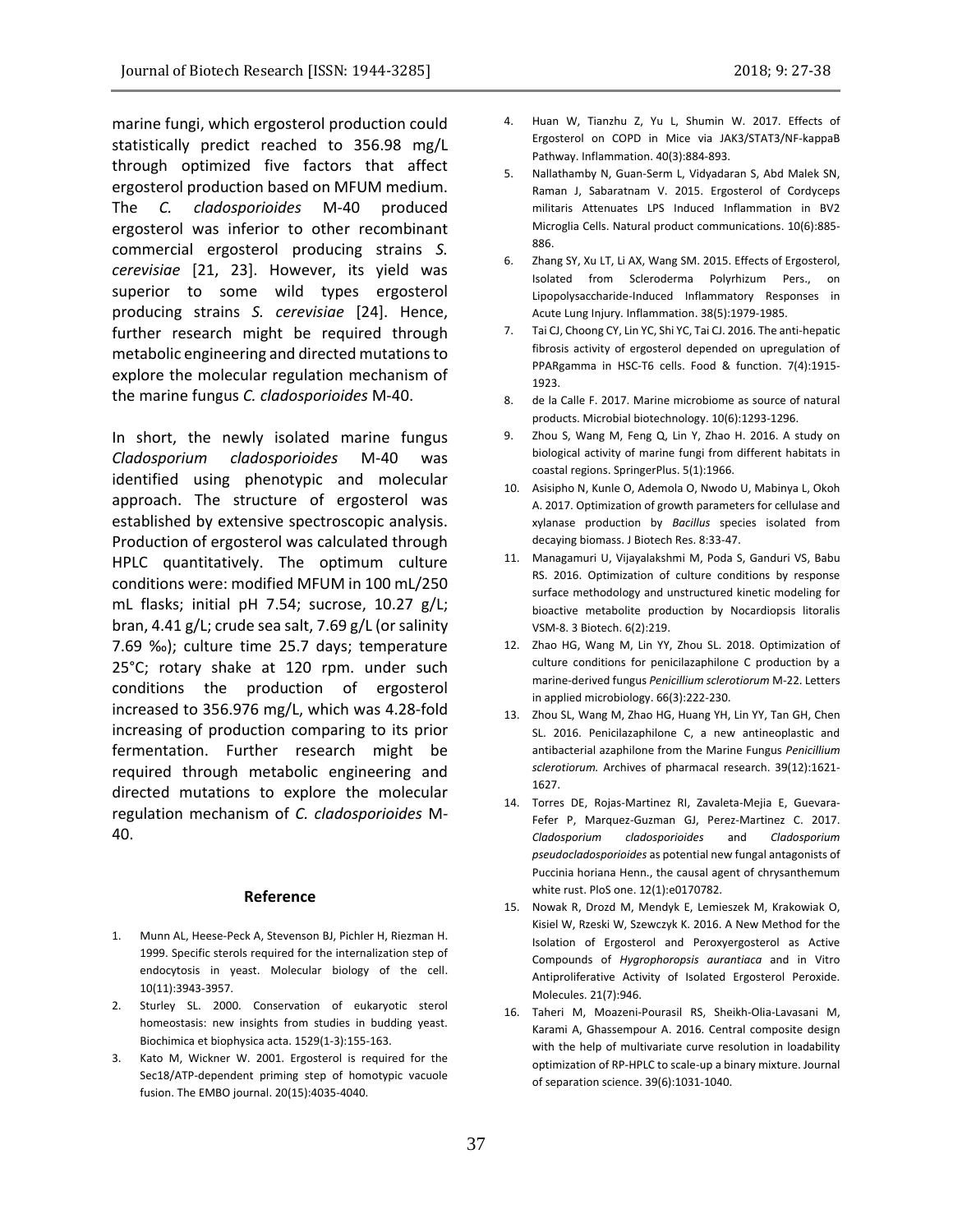marine fungi, which ergosterol production could statistically predict reached to 356.98 mg/L through optimized five factors that affect ergosterol production based on MFUM medium. The *C. cladosporioides* M-40 produced ergosterol was inferior to other recombinant commercial ergosterol producing strains *S. cerevisiae* [21, 23]. However, its yield was superior to some wild types ergosterol producing strains *S. cerevisiae* [24]. Hence, further research might be required through metabolic engineering and directed mutations to explore the molecular regulation mechanism of the marine fungus *C. cladosporioides* M-40.

In short, the newly isolated marine fungus *Cladosporium cladosporioides* M-40 was identified using phenotypic and molecular approach. The structure of ergosterol was established by extensive spectroscopic analysis. Production of ergosterol was calculated through HPLC quantitatively. The optimum culture conditions were: modified MFUM in 100 mL/250 mL flasks; initial pH 7.54; sucrose, 10.27 g/L; bran, 4.41 g/L; crude sea salt, 7.69 g/L (or salinity 7.69 ‰); culture time 25.7 days; temperature 25°C; rotary shake at 120 rpm. under such conditions the production of ergosterol increased to 356.976 mg/L, which was 4.28-fold increasing of production comparing to its prior fermentation. Further research might be required through metabolic engineering and directed mutations to explore the molecular regulation mechanism of *C. cladosporioides* M-40.

## Reference

1. Munn AL, Heese-Peck A, Stevenson BJ, Pichler H, Riezman H. 1999. Specific sterols required for the internalization step of endocytosis in yeast. Molecular biology of the cell. 10(11):3943-3957.
2. Sturley SL. 2000. Conservation of eukaryotic sterol homeostasis: new insights from studies in budding yeast. Biochimica et biophysica acta. 1529(1-3):155-163.
3. Kato M, Wickner W. 2001. Ergosterol is required for the Sec18/ATP-dependent priming step of homotypic vacuole fusion. The EMBO journal. 20(15):4035-4040.
4. Huan W, Tianzhu Z, Yu L, Shumin W. 2017. Effects of Ergosterol on COPD in Mice via JAK3/STAT3/NF-kappaB Pathway. Inflammation. 40(3):884-893.
5. Nallathamby N, Guan-Serm L, Vidyadaran S, Abd Malek SN, Raman J, Sabaratnam V. 2015. Ergosterol of Cordyceps militaris Attenuates LPS Induced Inflammation in BV2 Microglia Cells. Natural product communications. 10(6):885-886.
6. Zhang SY, Xu LT, Li AX, Wang SM. 2015. Effects of Ergosterol, Isolated from Scleroderma Polyrhizum Pers., on Lipopolysaccharide-Induced Inflammatory Responses in Acute Lung Injury. Inflammation. 38(5):1979-1985.
7. Tai CJ, Choong CY, Lin YC, Shi YC, Tai CJ. 2016. The anti-hepatic fibrosis activity of ergosterol depended on upregulation of PPARgamma in HSC-T6 cells. Food & function. 7(4):1915-1923.
8. de la Calle F. 2017. Marine microbiome as source of natural products. Microbial biotechnology. 10(6):1293-1296.
9. Zhou S, Wang M, Feng Q, Lin Y, Zhao H. 2016. A study on biological activity of marine fungi from different habitats in coastal regions. SpringerPlus. 5(1):1966.
10. Asisipho N, Kunle O, Ademola O, Nwodo U, Mabinya L, Okoh A. 2017. Optimization of growth parameters for cellulase and xylanase production by *Bacillus* species isolated from decaying biomass. J Biotech Res. 8:33-47.
11. Managamuri U, Vijayalakshmi M, Poda S, Ganduri VS, Babu RS. 2016. Optimization of culture conditions by response surface methodology and unstructured kinetic modeling for bioactive metabolite production by Nocardiopsis litoralis VSM-8. 3 Biotech. 6(2):219.
12. Zhao HG, Wang M, Lin YY, Zhou SL. 2018. Optimization of culture conditions for penicilazaphilone C production by a marine-derived fungus *Penicillium sclerotiorum* M-22. Letters in applied microbiology. 66(3):222-230.
13. Zhou SL, Wang M, Zhao HG, Huang YH, Lin YY, Tan GH, Chen SL. 2016. Penicilazaphilone C, a new antineoplastic and antibacterial azaphilone from the Marine Fungus *Penicillium sclerotiorum.* Archives of pharmacal research. 39(12):1621-1627.
14. Torres DE, Rojas-Martinez RI, Zavaleta-Mejia E, Guevara-Fefer P, Marquez-Guzman GJ, Perez-Martinez C. 2017. *Cladosporium cladosporioides* and *Cladosporium pseudocladosporioides* as potential new fungal antagonists of Puccinia horiana Henn., the causal agent of chrysanthemum white rust. PloS one. 12(1):e0170782.
15. Nowak R, Drozd M, Mendyk E, Lemieszek M, Krakowiak O, Kisiel W, Rzeski W, Szewczyk K. 2016. A New Method for the Isolation of Ergosterol and Peroxyergosterol as Active Compounds of *Hygrophoropsis aurantiaca* and in Vitro Antiproliferative Activity of Isolated Ergosterol Peroxide. Molecules. 21(7):946.
16. Taheri M, Moazeni-Pourasil RS, Sheikh-Olia-Lavasani M, Karami A, Ghassempour A. 2016. Central composite design with the help of multivariate curve resolution in loadability optimization of RP-HPLC to scale-up a binary mixture. Journal of separation science. 39(6):1031-1040.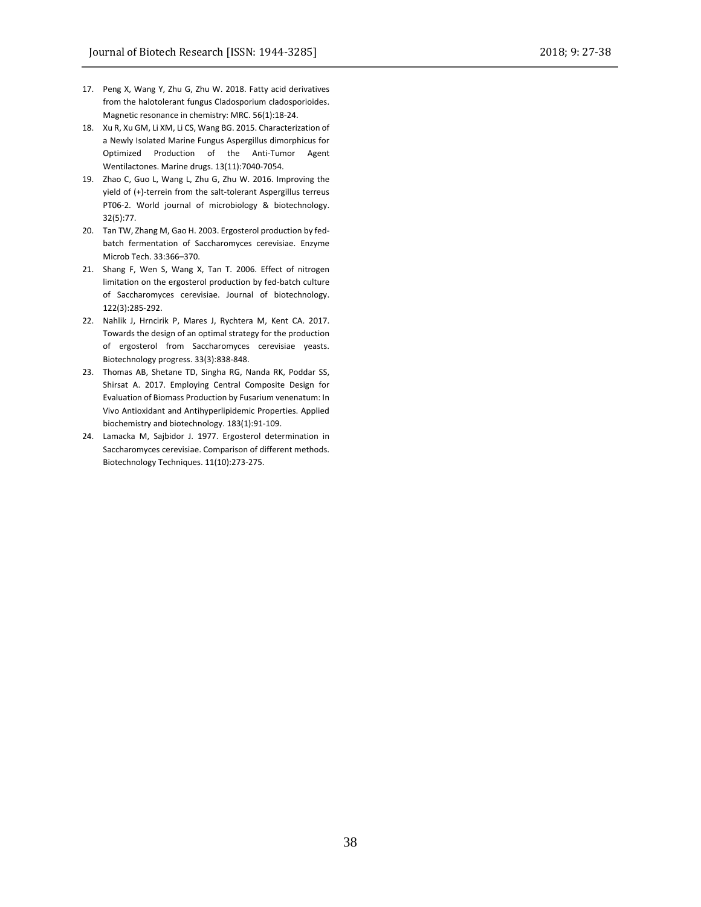17. Peng X, Wang Y, Zhu G, Zhu W. 2018. Fatty acid derivatives from the halotolerant fungus Cladosporium cladosporioides. Magnetic resonance in chemistry: MRC. 56(1):18-24.
18. Xu R, Xu GM, Li XM, Li CS, Wang BG. 2015. Characterization of a Newly Isolated Marine Fungus Aspergillus dimorphicus for Optimized Production of the Anti-Tumor Agent Wentilactones. Marine drugs. 13(11):7040-7054.
19. Zhao C, Guo L, Wang L, Zhu G, Zhu W. 2016. Improving the yield of (+)-terrein from the salt-tolerant Aspergillus terreus PT06-2. World journal of microbiology & biotechnology. 32(5):77.
20. Tan TW, Zhang M, Gao H. 2003. Ergosterol production by fed-batch fermentation of Saccharomyces cerevisiae. Enzyme Microb Tech. 33:366–370.
21. Shang F, Wen S, Wang X, Tan T. 2006. Effect of nitrogen limitation on the ergosterol production by fed-batch culture of Saccharomyces cerevisiae. Journal of biotechnology. 122(3):285-292.
22. Nahlik J, Hrncirik P, Mares J, Rychtera M, Kent CA. 2017. Towards the design of an optimal strategy for the production of ergosterol from Saccharomyces cerevisiae yeasts. Biotechnology progress. 33(3):838-848.
23. Thomas AB, Shetane TD, Singha RG, Nanda RK, Poddar SS, Shirsat A. 2017. Employing Central Composite Design for Evaluation of Biomass Production by Fusarium venenatum: In Vivo Antioxidant and Antihyperlipidemic Properties. Applied biochemistry and biotechnology. 183(1):91-109.
24. Lamacka M, Sajbidor J. 1977. Ergosterol determination in Saccharomyces cerevisiae. Comparison of different methods. Biotechnology Techniques. 11(10):273-275.